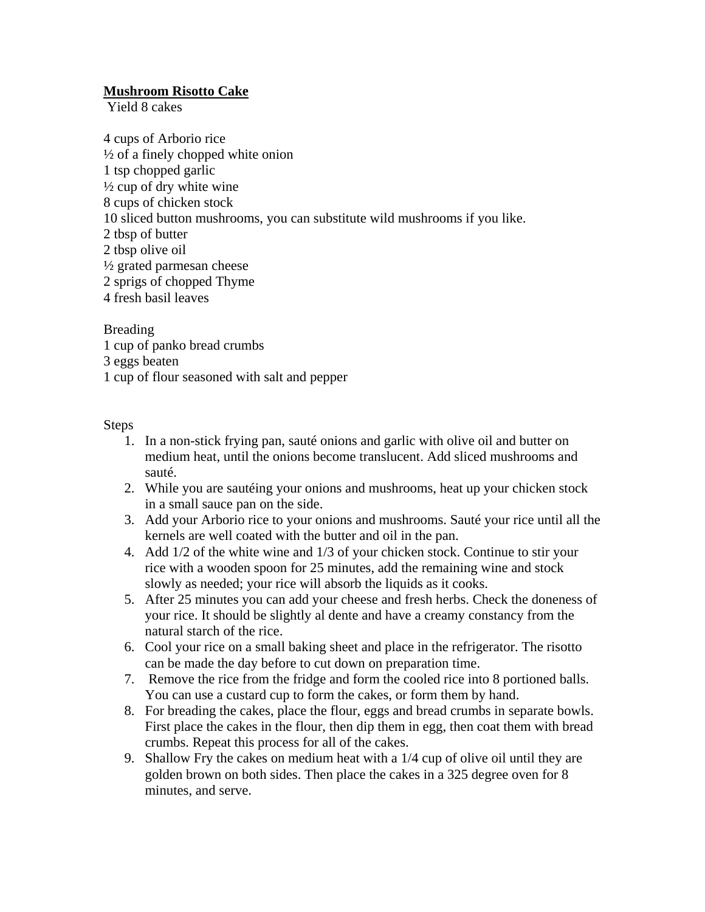**Mushroom Risotto Cake**

Yield 8 cakes

4 cups of Arborio rice
½ of a finely chopped white onion
1 tsp chopped garlic
½ cup of dry white wine
8 cups of chicken stock
10 sliced button mushrooms, you can substitute wild mushrooms if you like.
2 tbsp of butter
2 tbsp olive oil
½ grated parmesan cheese
2 sprigs of chopped Thyme
4 fresh basil leaves

Breading
1 cup of panko bread crumbs
3 eggs beaten
1 cup of flour seasoned with salt and pepper

Steps

1. In a non-stick frying pan, sauté onions and garlic with olive oil and butter on medium heat, until the onions become translucent. Add sliced mushrooms and sauté.
2. While you are sautéing your onions and mushrooms, heat up your chicken stock in a small sauce pan on the side.
3. Add your Arborio rice to your onions and mushrooms. Sauté your rice until all the kernels are well coated with the butter and oil in the pan.
4. Add 1/2 of the white wine and 1/3 of your chicken stock. Continue to stir your rice with a wooden spoon for 25 minutes, add the remaining wine and stock slowly as needed; your rice will absorb the liquids as it cooks.
5. After 25 minutes you can add your cheese and fresh herbs. Check the doneness of your rice. It should be slightly al dente and have a creamy constancy from the natural starch of the rice.
6. Cool your rice on a small baking sheet and place in the refrigerator. The risotto can be made the day before to cut down on preparation time.
7. Remove the rice from the fridge and form the cooled rice into 8 portioned balls. You can use a custard cup to form the cakes, or form them by hand.
8. For breading the cakes, place the flour, eggs and bread crumbs in separate bowls. First place the cakes in the flour, then dip them in egg, then coat them with bread crumbs. Repeat this process for all of the cakes.
9. Shallow Fry the cakes on medium heat with a 1/4 cup of olive oil until they are golden brown on both sides. Then place the cakes in a 325 degree oven for 8 minutes, and serve.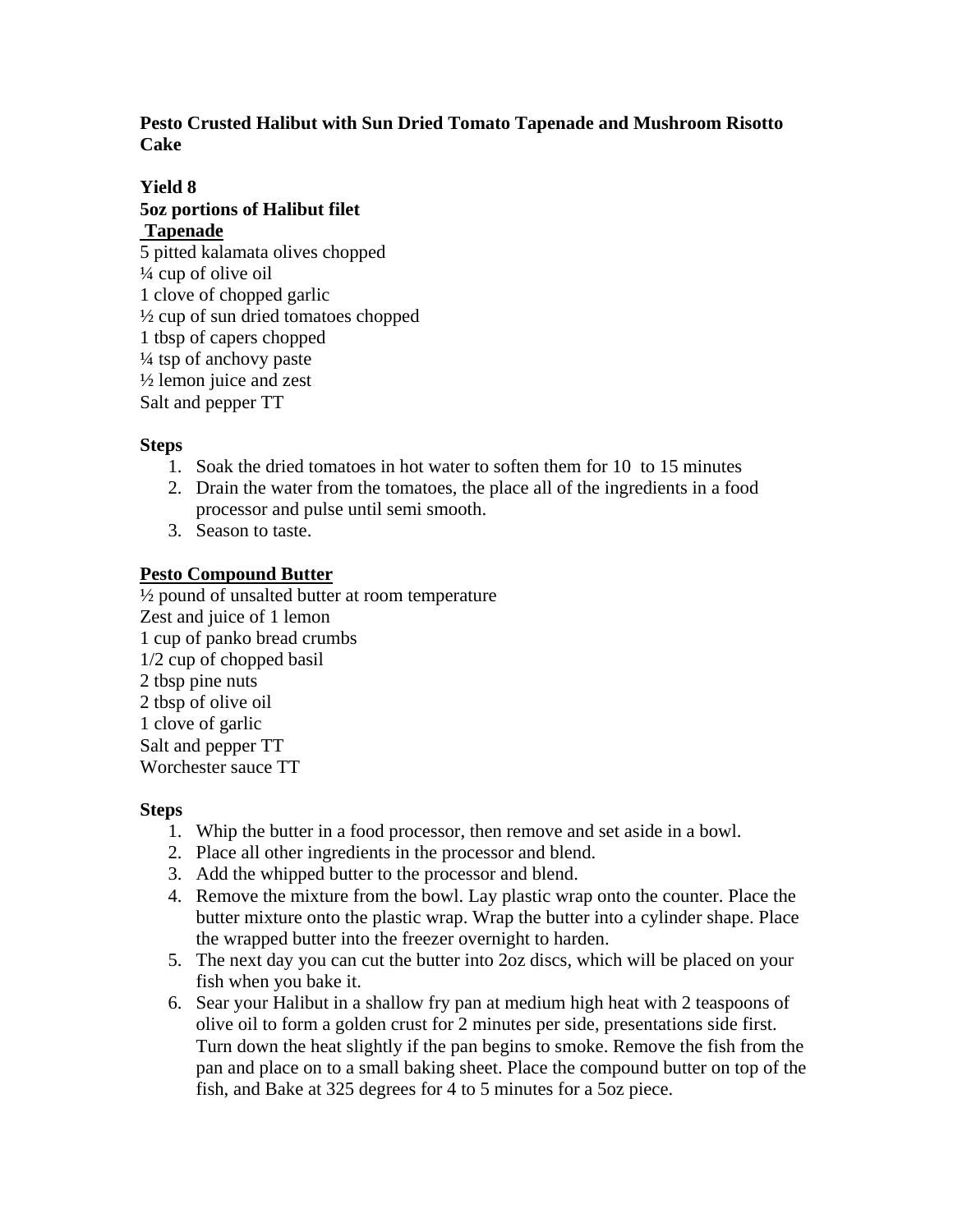**Pesto Crusted Halibut with Sun Dried Tomato Tapenade and Mushroom Risotto Cake**

**Yield 8**
**5oz portions of Halibut filet**
**<u>Tapenade</u>**

5 pitted kalamata olives chopped
¼ cup of olive oil
1 clove of chopped garlic
½ cup of sun dried tomatoes chopped
1 tbsp of capers chopped
¼ tsp of anchovy paste
½ lemon juice and zest
Salt and pepper TT

**Steps**

1. Soak the dried tomatoes in hot water to soften them for 10 to 15 minutes
2. Drain the water from the tomatoes, the place all of the ingredients in a food processor and pulse until semi smooth.
3. Season to taste.

**<u>Pesto Compound Butter</u>**

½ pound of unsalted butter at room temperature
Zest and juice of 1 lemon
1 cup of panko bread crumbs
1/2 cup of chopped basil
2 tbsp pine nuts
2 tbsp of olive oil
1 clove of garlic
Salt and pepper TT
Worchester sauce TT

**Steps**

1. Whip the butter in a food processor, then remove and set aside in a bowl.
2. Place all other ingredients in the processor and blend.
3. Add the whipped butter to the processor and blend.
4. Remove the mixture from the bowl. Lay plastic wrap onto the counter. Place the butter mixture onto the plastic wrap. Wrap the butter into a cylinder shape. Place the wrapped butter into the freezer overnight to harden.
5. The next day you can cut the butter into 2oz discs, which will be placed on your fish when you bake it.
6. Sear your Halibut in a shallow fry pan at medium high heat with 2 teaspoons of olive oil to form a golden crust for 2 minutes per side, presentations side first. Turn down the heat slightly if the pan begins to smoke. Remove the fish from the pan and place on to a small baking sheet. Place the compound butter on top of the fish, and Bake at 325 degrees for 4 to 5 minutes for a 5oz piece.